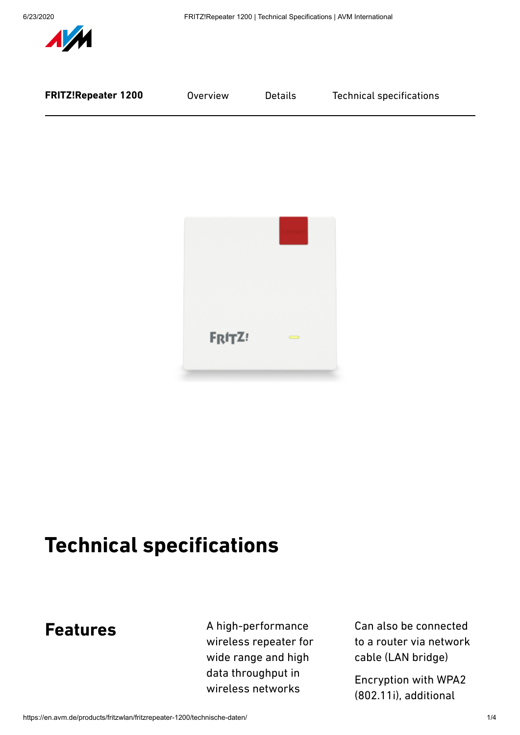FRITZ!Repeater 1200 | Overview | Details | Technical specifications

# Technical specifications

## Features

A high-performance wireless repeater for wide range and high data throughput in wireless networks

Can also be connected to a router via network cable (LAN bridge)

Encryption with WPA2 (802.11i), additional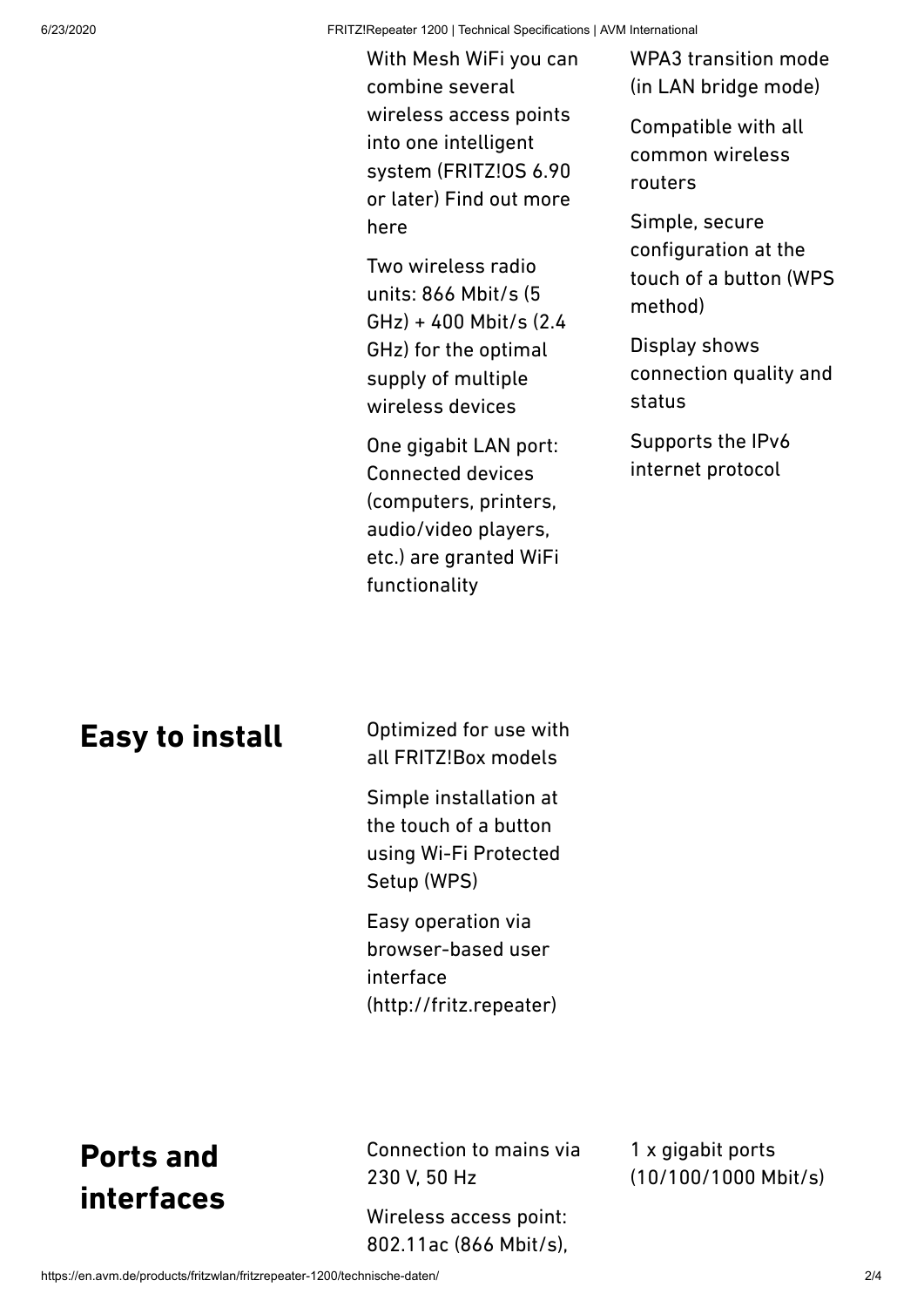With Mesh WiFi you can combine several wireless access points into one intelligent system (FRITZ!OS 6.90 or later) Find out more here

Two wireless radio units: 866 Mbit/s (5 GHz) + 400 Mbit/s (2.4 GHz) for the optimal supply of multiple wireless devices

One gigabit LAN port: Connected devices (computers, printers, audio/video players, etc.) are granted WiFi functionality

WPA3 transition mode (in LAN bridge mode)

Compatible with all common wireless routers

Simple, secure configuration at the touch of a button (WPS method)

Display shows connection quality and status

Supports the IPv6 internet protocol

## Easy to install

Optimized for use with all FRITZ!Box models

Simple installation at the touch of a button using Wi-Fi Protected Setup (WPS)

Easy operation via browser-based user interface (http://fritz.repeater)

## Ports and interfaces

Connection to mains via 230 V, 50 Hz

Wireless access point: 802.11ac (866 Mbit/s),

1 x gigabit ports (10/100/1000 Mbit/s)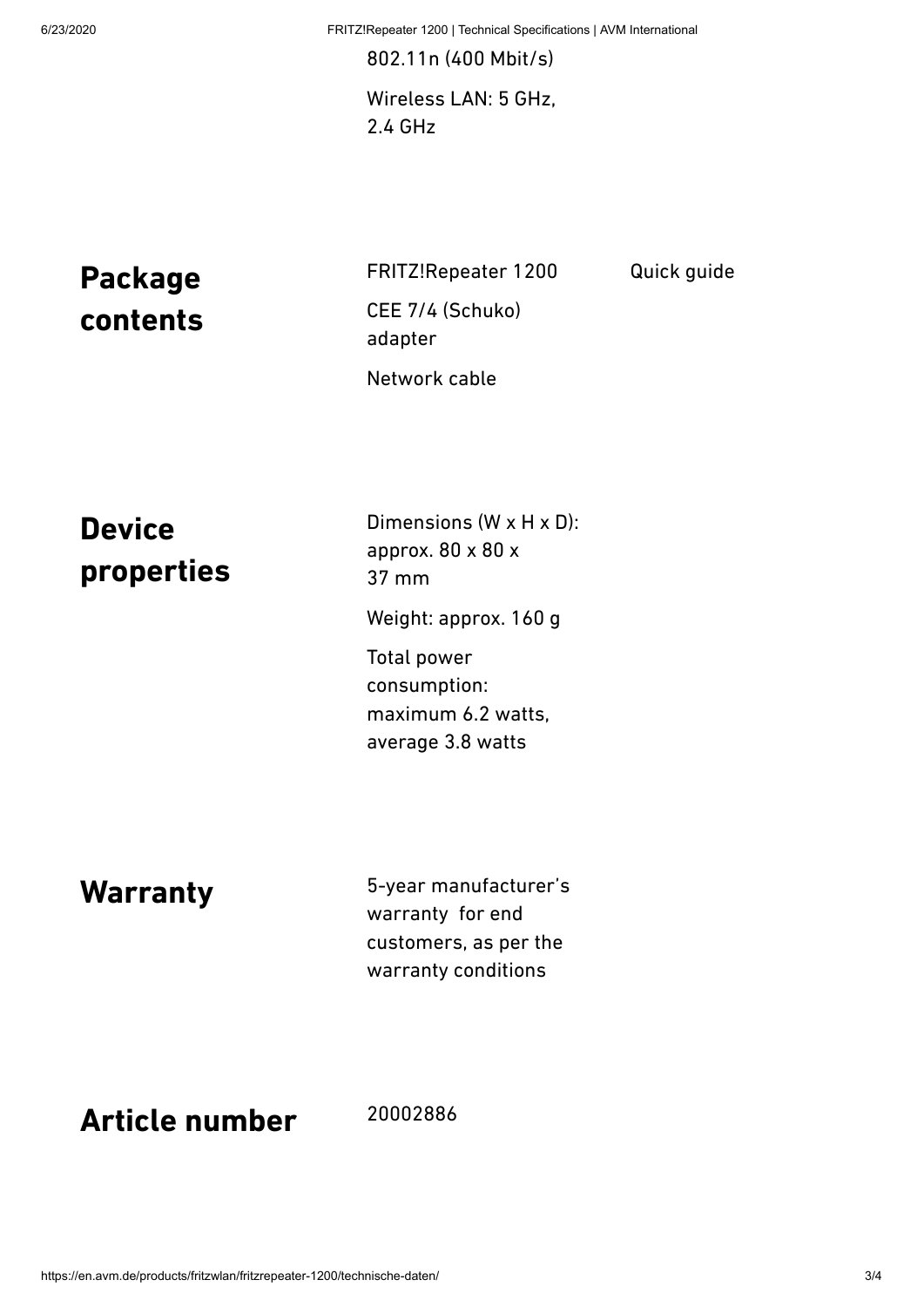802.11n (400 Mbit/s)

Wireless LAN: 5 GHz, 2.4 GHz

## Package contents

FRITZ!Repeater 1200

CEE 7/4 (Schuko) adapter

Network cable

Quick guide

## Device properties

Dimensions (W x H x D): approx. 80 x 80 x 37 mm

Weight: approx. 160 g

Total power consumption: maximum 6.2 watts, average 3.8 watts

## Warranty

5-year manufacturer's warranty for end customers, as per the warranty conditions

## Article number

20002886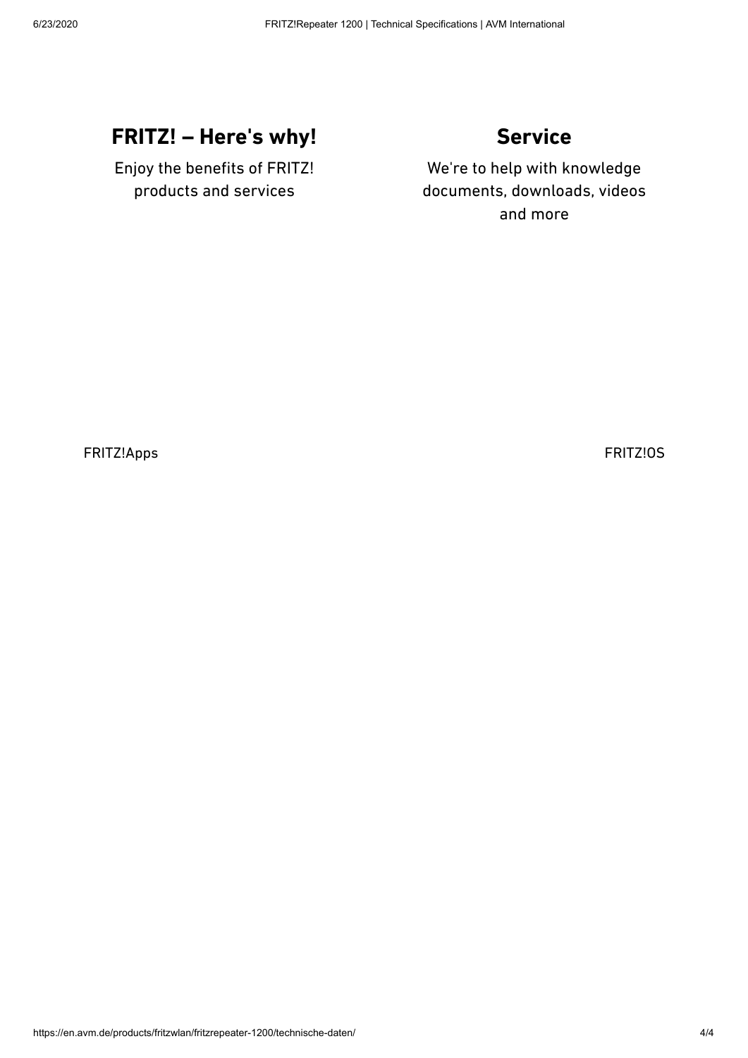## FRITZ! – Here's why!

Enjoy the benefits of FRITZ! products and services

## Service

We're to help with knowledge documents, downloads, videos and more

FRITZ!Apps

FRITZ!OS